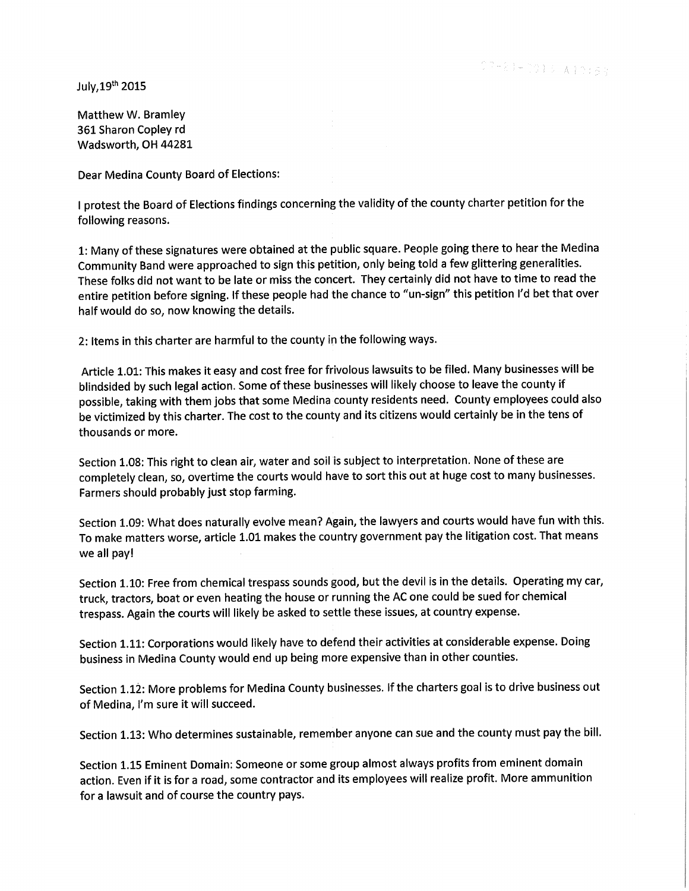July,19th 2015

Matthew W. Bramley
361 Sharon Copley rd
Wadsworth, OH 44281

Dear Medina County Board of Elections:

I protest the Board of Elections findings concerning the validity of the county charter petition for the following reasons.

1: Many of these signatures were obtained at the public square. People going there to hear the Medina Community Band were approached to sign this petition, only being told a few glittering generalities. These folks did not want to be late or miss the concert. They certainly did not have to time to read the entire petition before signing. If these people had the chance to "un-sign" this petition I'd bet that over half would do so, now knowing the details.

2: Items in this charter are harmful to the county in the following ways.

Article 1.01: This makes it easy and cost free for frivolous lawsuits to be filed. Many businesses will be blindsided by such legal action. Some of these businesses will likely choose to leave the county if possible, taking with them jobs that some Medina county residents need. County employees could also be victimized by this charter. The cost to the county and its citizens would certainly be in the tens of thousands or more.

Section 1.08: This right to clean air, water and soil is subject to interpretation. None of these are completely clean, so, overtime the courts would have to sort this out at huge cost to many businesses. Farmers should probably just stop farming.

Section 1.09: What does naturally evolve mean? Again, the lawyers and courts would have fun with this. To make matters worse, article 1.01 makes the country government pay the litigation cost. That means we all pay!

Section 1.10: Free from chemical trespass sounds good, but the devil is in the details. Operating my car, truck, tractors, boat or even heating the house or running the AC one could be sued for chemical trespass. Again the courts will likely be asked to settle these issues, at country expense.

Section 1.11: Corporations would likely have to defend their activities at considerable expense. Doing business in Medina County would end up being more expensive than in other counties.

Section 1.12: More problems for Medina County businesses. If the charters goal is to drive business out of Medina, I'm sure it will succeed.

Section 1.13: Who determines sustainable, remember anyone can sue and the county must pay the bill.

Section 1.15 Eminent Domain: Someone or some group almost always profits from eminent domain action. Even if it is for a road, some contractor and its employees will realize profit. More ammunition for a lawsuit and of course the country pays.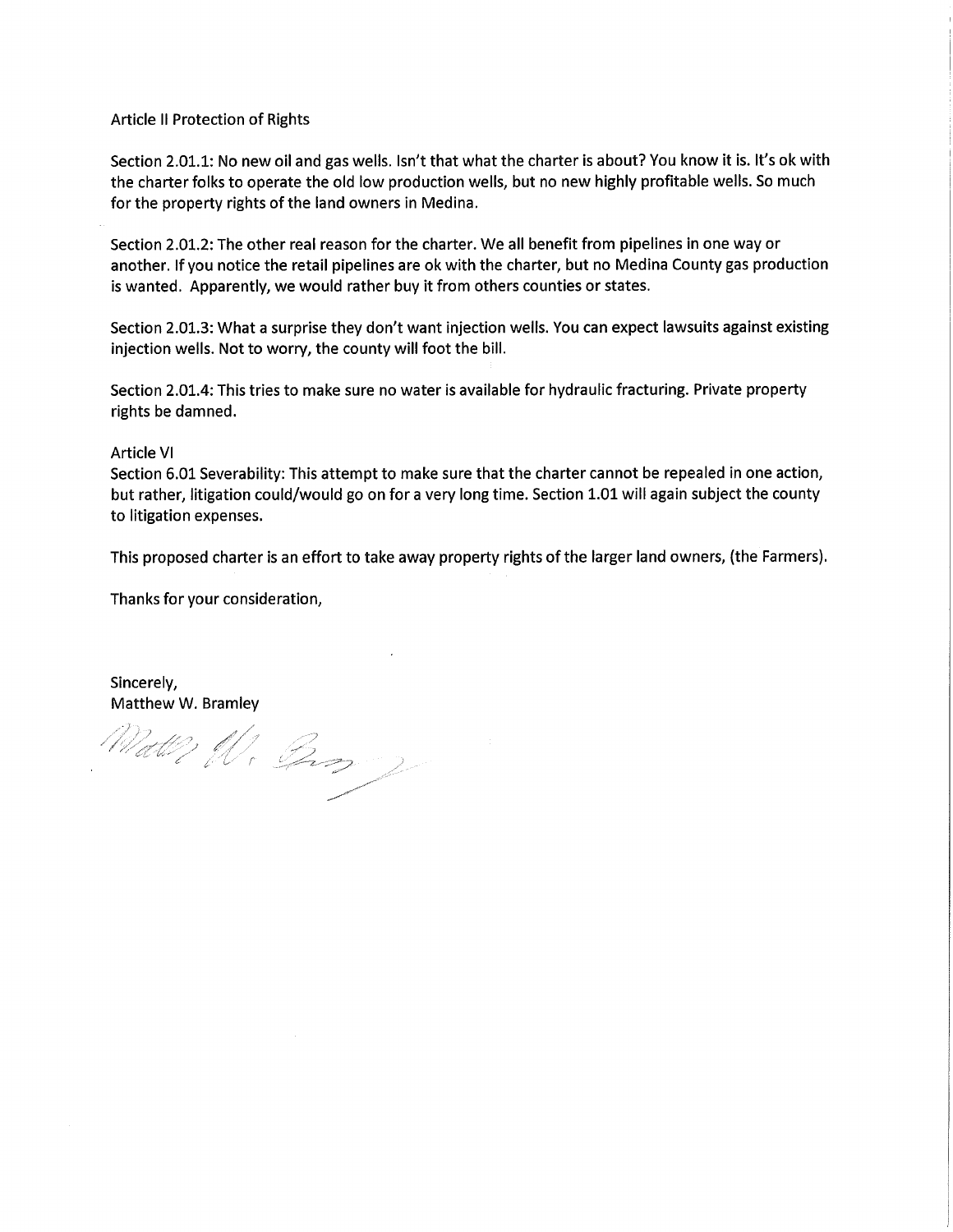Article II Protection of Rights

Section 2.01.1: No new oil and gas wells. Isn't that what the charter is about? You know it is. It's ok with the charter folks to operate the old low production wells, but no new highly profitable wells. So much for the property rights of the land owners in Medina.

Section 2.01.2: The other real reason for the charter. We all benefit from pipelines in one way or another. If you notice the retail pipelines are ok with the charter, but no Medina County gas production is wanted. Apparently, we would rather buy it from others counties or states.

Section 2.01.3: What a surprise they don't want injection wells. You can expect lawsuits against existing injection wells. Not to worry, the county will foot the bill.

Section 2.01.4: This tries to make sure no water is available for hydraulic fracturing. Private property rights be damned.

Article VI
Section 6.01 Severability: This attempt to make sure that the charter cannot be repealed in one action, but rather, litigation could/would go on for a very long time. Section 1.01 will again subject the county to litigation expenses.

This proposed charter is an effort to take away property rights of the larger land owners, (the Farmers).

Thanks for your consideration,

Sincerely,
Matthew W. Bramley